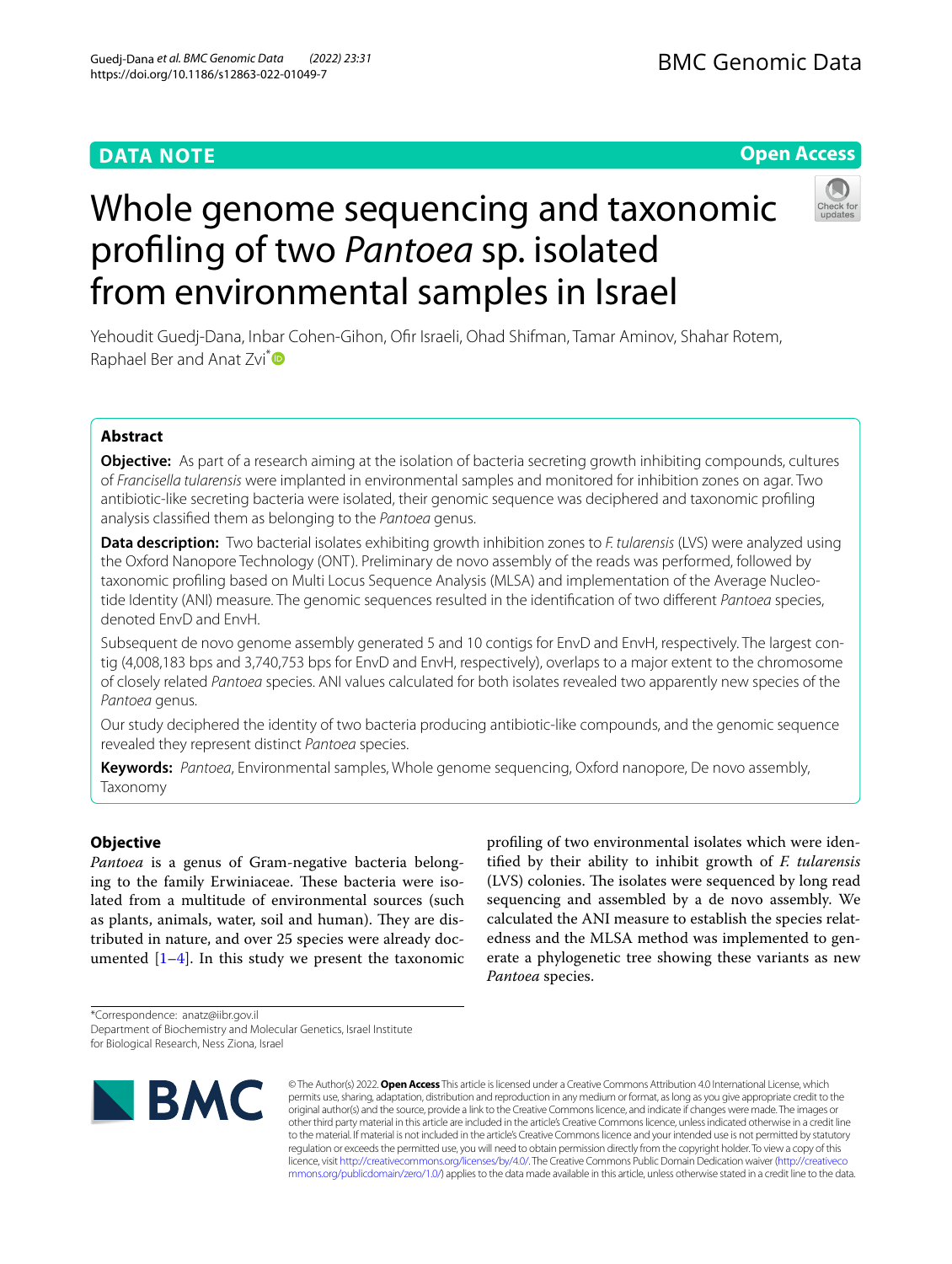DATA NOTE

Open Access

# Whole genome sequencing and taxonomic profiling of two *Pantoea* sp. isolated from environmental samples in Israel

Yehoudit Guedj-Dana, Inbar Cohen-Gihon, Ofir Israeli, Ohad Shifman, Tamar Aminov, Shahar Rotem, Raphael Ber and Anat Zvi*

## Abstract

**Objective:** As part of a research aiming at the isolation of bacteria secreting growth inhibiting compounds, cultures of *Francisella tularensis* were implanted in environmental samples and monitored for inhibition zones on agar. Two antibiotic-like secreting bacteria were isolated, their genomic sequence was deciphered and taxonomic profiling analysis classified them as belonging to the *Pantoea* genus.

**Data description:** Two bacterial isolates exhibiting growth inhibition zones to *F. tularensis* (LVS) were analyzed using the Oxford Nanopore Technology (ONT). Preliminary de novo assembly of the reads was performed, followed by taxonomic profiling based on Multi Locus Sequence Analysis (MLSA) and implementation of the Average Nucleotide Identity (ANI) measure. The genomic sequences resulted in the identification of two different *Pantoea* species, denoted EnvD and EnvH.

Subsequent de novo genome assembly generated 5 and 10 contigs for EnvD and EnvH, respectively. The largest contig (4,008,183 bps and 3,740,753 bps for EnvD and EnvH, respectively), overlaps to a major extent to the chromosome of closely related *Pantoea* species. ANI values calculated for both isolates revealed two apparently new species of the *Pantoea* genus.

Our study deciphered the identity of two bacteria producing antibiotic-like compounds, and the genomic sequence revealed they represent distinct *Pantoea* species.

**Keywords:** *Pantoea*, Environmental samples, Whole genome sequencing, Oxford nanopore, De novo assembly, Taxonomy

## Objective

*Pantoea* is a genus of Gram-negative bacteria belonging to the family Erwiniaceae. These bacteria were isolated from a multitude of environmental sources (such as plants, animals, water, soil and human). They are distributed in nature, and over 25 species were already documented [1–4]. In this study we present the taxonomic profiling of two environmental isolates which were identified by their ability to inhibit growth of *F. tularensis* (LVS) colonies. The isolates were sequenced by long read sequencing and assembled by a de novo assembly. We calculated the ANI measure to establish the species relatedness and the MLSA method was implemented to generate a phylogenetic tree showing these variants as new *Pantoea* species.

*Correspondence: anatz@iibr.gov.il
Department of Biochemistry and Molecular Genetics, Israel Institute for Biological Research, Ness Ziona, Israel

© The Author(s) 2022. **Open Access** This article is licensed under a Creative Commons Attribution 4.0 International License, which permits use, sharing, adaptation, distribution and reproduction in any medium or format, as long as you give appropriate credit to the original author(s) and the source, provide a link to the Creative Commons licence, and indicate if changes were made. The images or other third party material in this article are included in the article's Creative Commons licence, unless indicated otherwise in a credit line to the material. If material is not included in the article's Creative Commons licence and your intended use is not permitted by statutory regulation or exceeds the permitted use, you will need to obtain permission directly from the copyright holder. To view a copy of this licence, visit http://creativecommons.org/licenses/by/4.0/. The Creative Commons Public Domain Dedication waiver (http://creativecommons.org/publicdomain/zero/1.0/) applies to the data made available in this article, unless otherwise stated in a credit line to the data.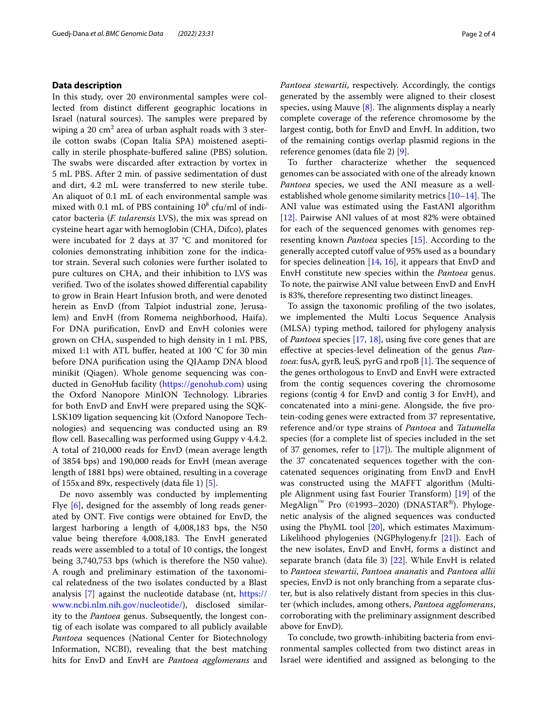## Data description

In this study, over 20 environmental samples were collected from distinct different geographic locations in Israel (natural sources). The samples were prepared by wiping a 20 $cm^2$ area of urban asphalt roads with 3 sterile cotton swabs (Copan Italia SPA) moistened aseptically in sterile phosphate-buffered saline (PBS) solution. The swabs were discarded after extraction by vortex in 5 mL PBS. After 2 min. of passive sedimentation of dust and dirt, 4.2 mL were transferred to new sterile tube. An aliquot of 0.1 mL of each environmental sample was mixed with 0.1 mL of PBS containing $10^8$ cfu/ml of indicator bacteria (*F. tularensis* LVS), the mix was spread on cysteine heart agar with hemoglobin (CHA, Difco), plates were incubated for 2 days at 37 °C and monitored for colonies demonstrating inhibition zone for the indicator strain. Several such colonies were further isolated to pure cultures on CHA, and their inhibition to LVS was verified. Two of the isolates showed differential capability to grow in Brain Heart Infusion broth, and were denoted herein as EnvD (from Talpiot industrial zone, Jerusalem) and EnvH (from Romema neighborhood, Haifa). For DNA purification, EnvD and EnvH colonies were grown on CHA, suspended to high density in 1 mL PBS, mixed 1:1 with ATL buffer, heated at 100 °C for 30 min before DNA purification using the QIAamp DNA blood minikit (Qiagen). Whole genome sequencing was conducted in GenoHub facility (https://genohub.com) using the Oxford Nanopore MinION Technology. Libraries for both EnvD and EnvH were prepared using the SQK-LSK109 ligation sequencing kit (Oxford Nanopore Technologies) and sequencing was conducted using an R9 flow cell. Basecalling was performed using Guppy v 4.4.2. A total of 210,000 reads for EnvD (mean average length of 3854 bps) and 190,000 reads for EnvH (mean average length of 1881 bps) were obtained, resulting in a coverage of 155x and 89x, respectively (data file 1) [5].

De novo assembly was conducted by implementing Flye [6], designed for the assembly of long reads generated by ONT. Five contigs were obtained for EnvD, the largest harboring a length of 4,008,183 bps, the N50 value being therefore 4,008,183. The EnvH generated reads were assembled to a total of 10 contigs, the longest being 3,740,753 bps (which is therefore the N50 value). A rough and preliminary estimation of the taxonomical relatedness of the two isolates conducted by a Blast analysis [7] against the nucleotide database (nt, https://www.ncbi.nlm.nih.gov/nucleotide/), disclosed similarity to the *Pantoea* genus. Subsequently, the longest contig of each isolate was compared to all publicly available *Pantoea* sequences (National Center for Biotechnology Information, NCBI), revealing that the best matching hits for EnvD and EnvH are *Pantoea agglomerans* and *Pantoea stewartii*, respectively. Accordingly, the contigs generated by the assembly were aligned to their closest species, using Mauve [8]. The alignments display a nearly complete coverage of the reference chromosome by the largest contig, both for EnvD and EnvH. In addition, two of the remaining contigs overlap plasmid regions in the reference genomes (data file 2) [9].

To further characterize whether the sequenced genomes can be associated with one of the already known *Pantoea* species, we used the ANI measure as a well-established whole genome similarity metrics [10–14]. The ANI value was estimated using the FastANI algorithm [12]. Pairwise ANI values of at most 82% were obtained for each of the sequenced genomes with genomes representing known *Pantoea* species [15]. According to the generally accepted cutoff value of 95% used as a boundary for species delineation [14, 16], it appears that EnvD and EnvH constitute new species within the *Pantoea* genus. To note, the pairwise ANI value between EnvD and EnvH is 83%, therefore representing two distinct lineages.

To assign the taxonomic profiling of the two isolates, we implemented the Multi Locus Sequence Analysis (MLSA) typing method, tailored for phylogeny analysis of *Pantoea* species [17, 18], using five core genes that are effective at species-level delineation of the genus *Pantoea*: fusA, gyrB, leuS, pyrG and rpoB [1]. The sequence of the genes orthologous to EnvD and EnvH were extracted from the contig sequences covering the chromosome regions (contig 4 for EnvD and contig 3 for EnvH), and concatenated into a mini-gene. Alongside, the five protein-coding genes were extracted from 37 representative, reference and/or type strains of *Pantoea* and *Tatumella* species (for a complete list of species included in the set of 37 genomes, refer to [17]). The multiple alignment of the 37 concatenated sequences together with the concatenated sequences originating from EnvD and EnvH was constructed using the MAFFT algorithm (Multiple Alignment using fast Fourier Transform) [19] of the MegAlign™ Pro (©1993–2020) (DNASTAR®). Phylogenetic analysis of the aligned sequences was conducted using the PhyML tool [20], which estimates Maximum-Likelihood phylogenies (NGPhylogeny.fr [21]). Each of the new isolates, EnvD and EnvH, forms a distinct and separate branch (data file 3) [22]. While EnvH is related to *Pantoea stewartii*, *Pantoea ananatis* and *Pantoea allii* species, EnvD is not only branching from a separate cluster, but is also relatively distant from species in this cluster (which includes, among others, *Pantoea agglomerans*, corroborating with the preliminary assignment described above for EnvD).

To conclude, two growth-inhibiting bacteria from environmental samples collected from two distinct areas in Israel were identified and assigned as belonging to the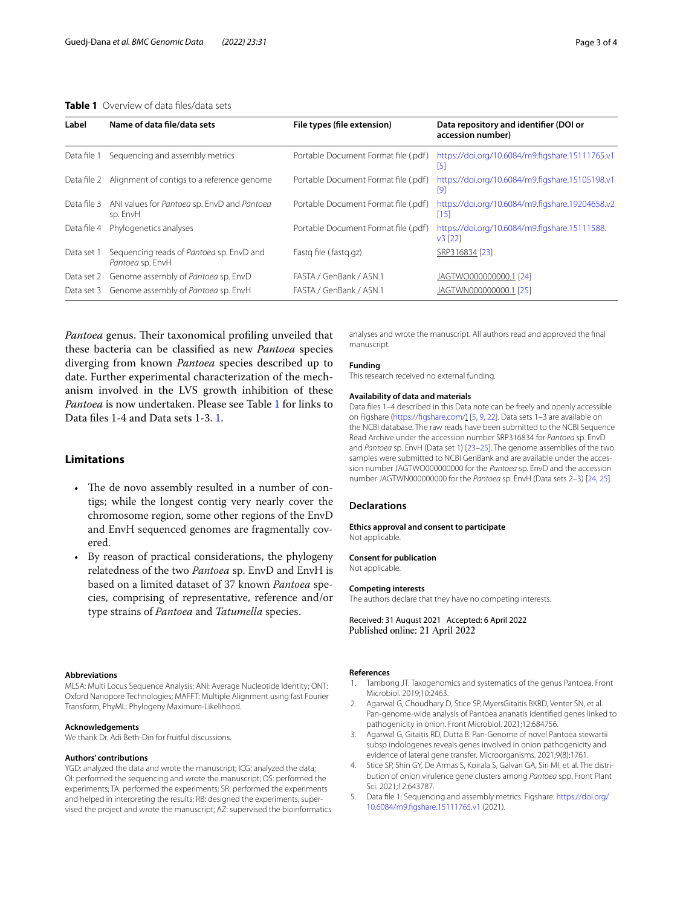**Table 1** Overview of data files/data sets

| Label | Name of data file/data sets | File types (file extension) | Data repository and identifier (DOI or accession number) |
|---|---|---|---|
| Data file 1 | Sequencing and assembly metrics | Portable Document Format file (.pdf) | https://doi.org/10.6084/m9.figshare.15111765.v1 [5] |
| Data file 2 | Alignment of contigs to a reference genome | Portable Document Format file (.pdf) | https://doi.org/10.6084/m9.figshare.15105198.v1 [9] |
| Data file 3 | ANI values for *Pantoea* sp. EnvD and *Pantoea* sp. EnvH | Portable Document Format file (.pdf) | https://doi.org/10.6084/m9.figshare.19204658.v2 [15] |
| Data file 4 | Phylogenetics analyses | Portable Document Format file (.pdf) | https://doi.org/10.6084/m9.figshare.15111588.v3 [22] |
| Data set 1 | Sequencing reads of *Pantoea* sp. EnvD and *Pantoea* sp. EnvH | Fastq file (.fastq.gz) | SRP316834 [23] |
| Data set 2 | Genome assembly of *Pantoea* sp. EnvD | FASTA / GenBank / ASN.1 | JAGTWO000000000.1 [24] |
| Data set 3 | Genome assembly of *Pantoea* sp. EnvH | FASTA / GenBank / ASN.1 | JAGTWN000000000.1 [25] |

*Pantoea* genus. Their taxonomical profiling unveiled that these bacteria can be classified as new *Pantoea* species diverging from known *Pantoea* species described up to date. Further experimental characterization of the mechanism involved in the LVS growth inhibition of these *Pantoea* is now undertaken. Please see Table 1 for links to Data files 1-4 and Data sets 1-3. 1.

## Limitations

- The de novo assembly resulted in a number of contigs; while the longest contig very nearly cover the chromosome region, some other regions of the EnvD and EnvH sequenced genomes are fragmentally covered.
- By reason of practical considerations, the phylogeny relatedness of the two *Pantoea* sp. EnvD and EnvH is based on a limited dataset of 37 known *Pantoea* species, comprising of representative, reference and/or type strains of *Pantoea* and *Tatumella* species.

**Abbreviations**
MLSA: Multi Locus Sequence Analysis; ANI: Average Nucleotide Identity; ONT: Oxford Nanopore Technologies; MAFFT: Multiple Alignment using fast Fourier Transform; PhyML: Phylogeny Maximum-Likelihood.

**Acknowledgements**
We thank Dr. Adi Beth-Din for fruitful discussions.

**Authors' contributions**
YGD: analyzed the data and wrote the manuscript; ICG: analyzed the data; OI: performed the sequencing and wrote the manuscript; OS: performed the experiments; TA: performed the experiments; SR: performed the experiments and helped in interpreting the results; RB: designed the experiments, supervised the project and wrote the manuscript; AZ: supervised the bioinformatics analyses and wrote the manuscript. All authors read and approved the final manuscript.

**Funding**
This research received no external funding.

**Availability of data and materials**
Data files 1–4 described in this Data note can be freely and openly accessible on Figshare (https://figshare.com/) [5, 9, 22]. Data sets 1–3 are available on the NCBI database. The raw reads have been submitted to the NCBI Sequence Read Archive under the accession number SRP316834 for *Pantoea* sp. EnvD and *Pantoea* sp. EnvH (Data set 1) [23–25]. The genome assemblies of the two samples were submitted to NCBI GenBank and are available under the accession number JAGTWO000000000 for the *Pantoea* sp. EnvD and the accession number JAGTWN000000000 for the *Pantoea* sp. EnvH (Data sets 2–3) [24, 25].

## Declarations

**Ethics approval and consent to participate**
Not applicable.

**Consent for publication**
Not applicable.

**Competing interests**
The authors declare that they have no competing interests.

Received: 31 August 2021 Accepted: 6 April 2022
Published online: 21 April 2022

**References**

1. Tambong JT. Taxogenomics and systematics of the genus Pantoea. Front Microbiol. 2019;10:2463.
2. Agarwal G, Choudhary D, Stice SP, MyersGitaitis BKRD, Venter SN, et al. Pan-genome-wide analysis of Pantoea ananatis identified genes linked to pathogenicity in onion. Front Microbiol. 2021;12:684756.
3. Agarwal G, Gitaitis RD, Dutta B. Pan-Genome of novel Pantoea stewartii subsp indologenes reveals genes involved in onion pathogenicity and evidence of lateral gene transfer. Microorganisms. 2021;9(8):1761.
4. Stice SP, Shin GY, De Armas S, Koirala S, Galvan GA, Siri MI, et al. The distribution of onion virulence gene clusters among *Pantoea* spp. Front Plant Sci. 2021;12:643787.
5. Data file 1: Sequencing and assembly metrics. Figshare: https://doi.org/10.6084/m9.figshare.15111765.v1 (2021).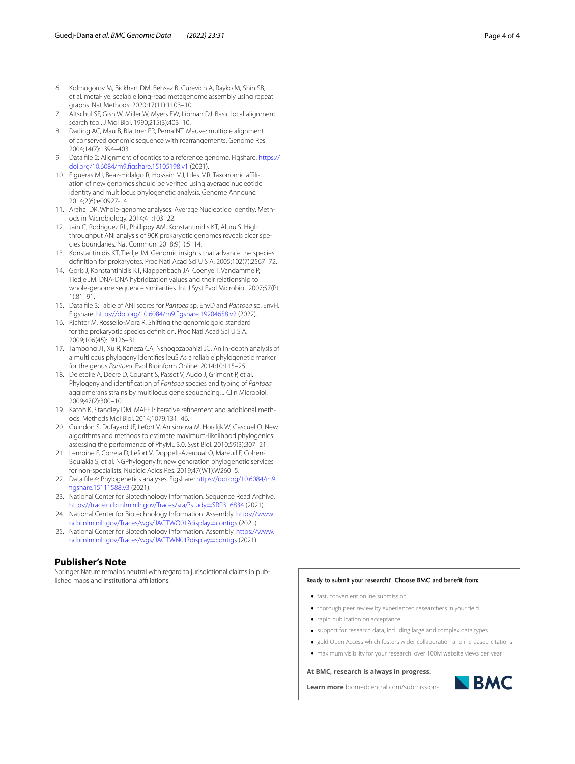6. Kolmogorov M, Bickhart DM, Behsaz B, Gurevich A, Rayko M, Shin SB, et al. metaFlye: scalable long-read metagenome assembly using repeat graphs. Nat Methods. 2020;17(11):1103–10.
7. Altschul SF, Gish W, Miller W, Myers EW, Lipman DJ. Basic local alignment search tool. J Mol Biol. 1990;215(3):403–10.
8. Darling AC, Mau B, Blattner FR, Perna NT. Mauve: multiple alignment of conserved genomic sequence with rearrangements. Genome Res. 2004;14(7):1394–403.
9. Data file 2: Alignment of contigs to a reference genome. Figshare: https://doi.org/10.6084/m9.figshare.15105198.v1 (2021).
10. Figueras MJ, Beaz-Hidalgo R, Hossain MJ, Liles MR. Taxonomic affiliation of new genomes should be verified using average nucleotide identity and multilocus phylogenetic analysis. Genome Announc. 2014;2(6):e00927-14.
11. Arahal DR. Whole-genome analyses: Average Nucleotide Identity. Methods in Microbiology. 2014;41:103–22.
12. Jain C, Rodriguez RL, Phillippy AM, Konstantinidis KT, Aluru S. High throughput ANI analysis of 90K prokaryotic genomes reveals clear species boundaries. Nat Commun. 2018;9(1):5114.
13. Konstantinidis KT, Tiedje JM. Genomic insights that advance the species definition for prokaryotes. Proc Natl Acad Sci U S A. 2005;102(7):2567–72.
14. Goris J, Konstantinidis KT, Klappenbach JA, Coenye T, Vandamme P, Tiedje JM. DNA-DNA hybridization values and their relationship to whole-genome sequence similarities. Int J Syst Evol Microbiol. 2007;57(Pt 1):81–91.
15. Data file 3: Table of ANI scores for *Pantoea* sp. EnvD and *Pantoea* sp. EnvH. Figshare: https://doi.org/10.6084/m9.figshare.19204658.v2 (2022).
16. Richter M, Rossello-Mora R. Shifting the genomic gold standard for the prokaryotic species definition. Proc Natl Acad Sci U S A. 2009;106(45):19126–31.
17. Tambong JT, Xu R, Kaneza CA, Nshogozabahizi JC. An in-depth analysis of a multilocus phylogeny identifies leuS As a reliable phylogenetic marker for the genus *Pantoea*. Evol Bioinform Online. 2014;10:115–25.
18. Deletoile A, Decre D, Courant S, Passet V, Audo J, Grimont P, et al. Phylogeny and identification of *Pantoea* species and typing of *Pantoea* agglomerans strains by multilocus gene sequencing. J Clin Microbiol. 2009;47(2):300–10.
19. Katoh K, Standley DM. MAFFT: iterative refinement and additional methods. Methods Mol Biol. 2014;1079:131–46.
20 Guindon S, Dufayard JF, Lefort V, Anisimova M, Hordijk W, Gascuel O. New algorithms and methods to estimate maximum-likelihood phylogenies: assessing the performance of PhyML 3.0. Syst Biol. 2010;59(3):307–21.
21 Lemoine F, Correia D, Lefort V, Doppelt-Azeroual O, Mareuil F, Cohen-Boulakia S, et al. NGPhylogeny.fr: new generation phylogenetic services for non-specialists. Nucleic Acids Res. 2019;47(W1):W260–5.
22. Data file 4: Phylogenetics analyses. Figshare: https://doi.org/10.6084/m9.figshare.15111588.v3 (2021).
23. National Center for Biotechnology Information. Sequence Read Archive. https://trace.ncbi.nlm.nih.gov/Traces/sra/?study=SRP316834 (2021).
24. National Center for Biotechnology Information. Assembly. https://www.ncbi.nlm.nih.gov/Traces/wgs/JAGTWO01?display=contigs (2021).
25. National Center for Biotechnology Information. Assembly. https://www.ncbi.nlm.nih.gov/Traces/wgs/JAGTWN01?display=contigs (2021).

## Publisher's Note

Springer Nature remains neutral with regard to jurisdictional claims in published maps and institutional affiliations.

Ready to submit your research? Choose BMC and benefit from:

- fast, convenient online submission
- thorough peer review by experienced researchers in your field
- rapid publication on acceptance
- support for research data, including large and complex data types
- gold Open Access which fosters wider collaboration and increased citations
- maximum visibility for your research: over 100M website views per year

**At BMC, research is always in progress.**

**Learn more** biomedcentral.com/submissions

BMC